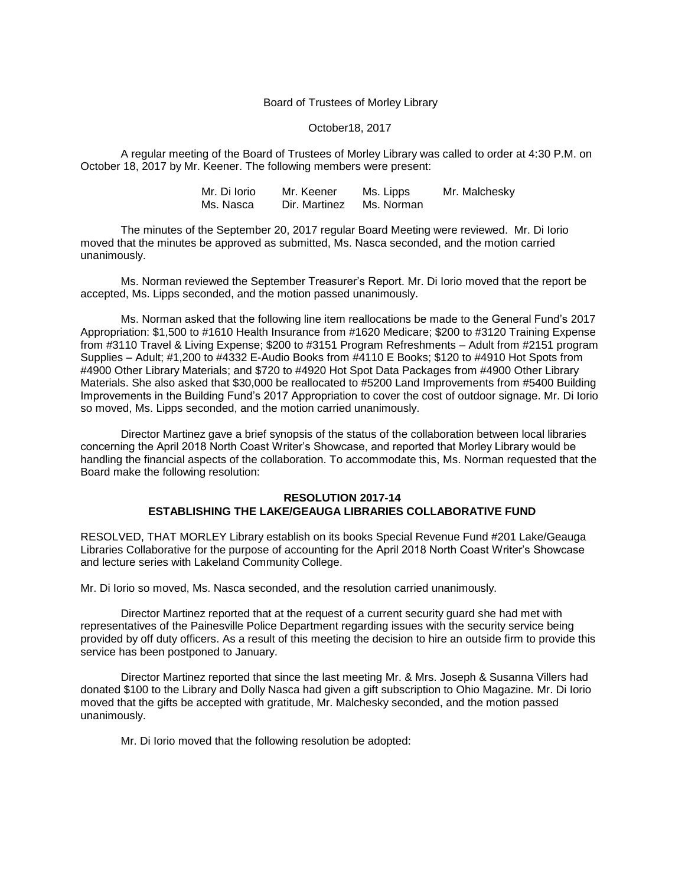Board of Trustees of Morley Library

October18, 2017

A regular meeting of the Board of Trustees of Morley Library was called to order at 4:30 P.M. on October 18, 2017 by Mr. Keener. The following members were present:

| Mr. Di Iorio | Mr. Keener | Ms. Lipps | Mr. Malchesky |
|---|---|---|---|
| Ms. Nasca | Dir. Martinez | Ms. Norman | |

The minutes of the September 20, 2017 regular Board Meeting were reviewed. Mr. Di Iorio moved that the minutes be approved as submitted, Ms. Nasca seconded, and the motion carried unanimously.

Ms. Norman reviewed the September Treasurer's Report. Mr. Di Iorio moved that the report be accepted, Ms. Lipps seconded, and the motion passed unanimously.

Ms. Norman asked that the following line item reallocations be made to the General Fund's 2017 Appropriation: $1,500 to #1610 Health Insurance from #1620 Medicare; $200 to #3120 Training Expense from #3110 Travel & Living Expense; $200 to #3151 Program Refreshments – Adult from #2151 program Supplies – Adult; #1,200 to #4332 E-Audio Books from #4110 E Books; $120 to #4910 Hot Spots from #4900 Other Library Materials; and $720 to #4920 Hot Spot Data Packages from #4900 Other Library Materials. She also asked that $30,000 be reallocated to #5200 Land Improvements from #5400 Building Improvements in the Building Fund's 2017 Appropriation to cover the cost of outdoor signage. Mr. Di Iorio so moved, Ms. Lipps seconded, and the motion carried unanimously.

Director Martinez gave a brief synopsis of the status of the collaboration between local libraries concerning the April 2018 North Coast Writer's Showcase, and reported that Morley Library would be handling the financial aspects of the collaboration. To accommodate this, Ms. Norman requested that the Board make the following resolution:

**RESOLUTION 2017-14**
**ESTABLISHING THE LAKE/GEAUGA LIBRARIES COLLABORATIVE FUND**

RESOLVED, THAT MORLEY Library establish on its books Special Revenue Fund #201 Lake/Geauga Libraries Collaborative for the purpose of accounting for the April 2018 North Coast Writer's Showcase and lecture series with Lakeland Community College.

Mr. Di Iorio so moved, Ms. Nasca seconded, and the resolution carried unanimously.

Director Martinez reported that at the request of a current security guard she had met with representatives of the Painesville Police Department regarding issues with the security service being provided by off duty officers. As a result of this meeting the decision to hire an outside firm to provide this service has been postponed to January.

Director Martinez reported that since the last meeting Mr. & Mrs. Joseph & Susanna Villers had donated $100 to the Library and Dolly Nasca had given a gift subscription to Ohio Magazine. Mr. Di Iorio moved that the gifts be accepted with gratitude, Mr. Malchesky seconded, and the motion passed unanimously.

Mr. Di Iorio moved that the following resolution be adopted: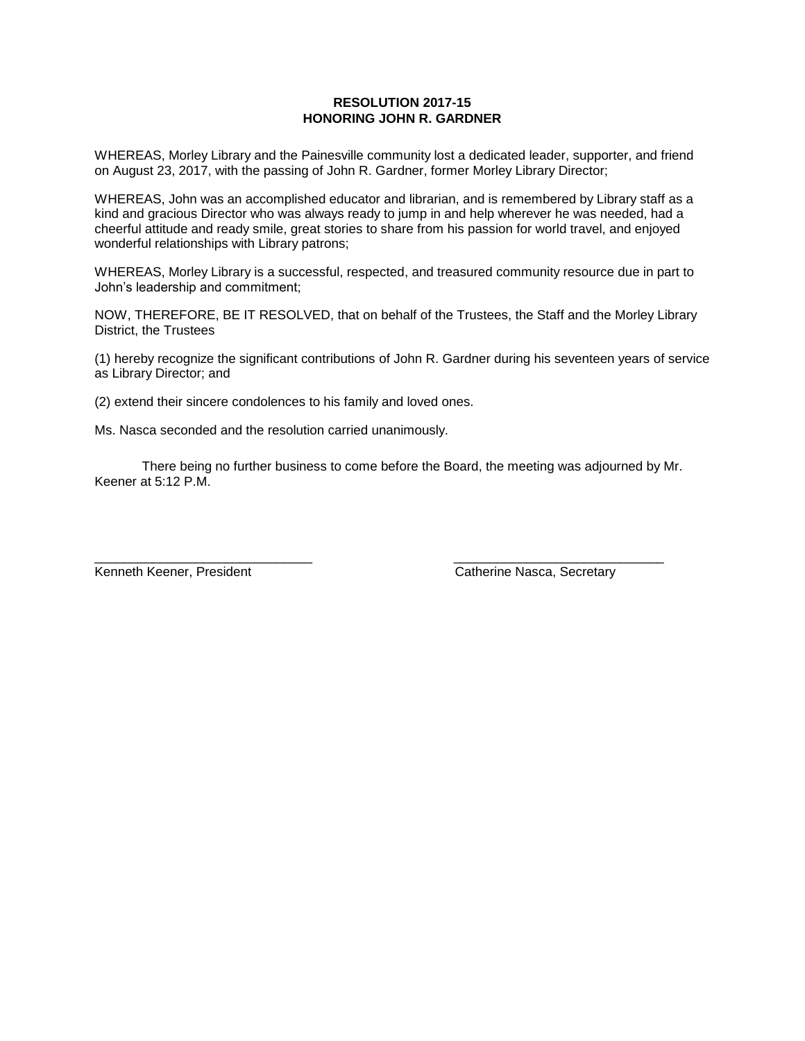**RESOLUTION 2017-15**
**HONORING JOHN R. GARDNER**

WHEREAS, Morley Library and the Painesville community lost a dedicated leader, supporter, and friend on August 23, 2017, with the passing of John R. Gardner, former Morley Library Director;

WHEREAS, John was an accomplished educator and librarian, and is remembered by Library staff as a kind and gracious Director who was always ready to jump in and help wherever he was needed, had a cheerful attitude and ready smile, great stories to share from his passion for world travel, and enjoyed wonderful relationships with Library patrons;

WHEREAS, Morley Library is a successful, respected, and treasured community resource due in part to John's leadership and commitment;

NOW, THEREFORE, BE IT RESOLVED, that on behalf of the Trustees, the Staff and the Morley Library District, the Trustees

(1) hereby recognize the significant contributions of John R. Gardner during his seventeen years of service as Library Director; and

(2) extend their sincere condolences to his family and loved ones.

Ms. Nasca seconded and the resolution carried unanimously.

There being no further business to come before the Board, the meeting was adjourned by Mr. Keener at 5:12 P.M.

______________________________
Kenneth Keener, President

______________________________
Catherine Nasca, Secretary